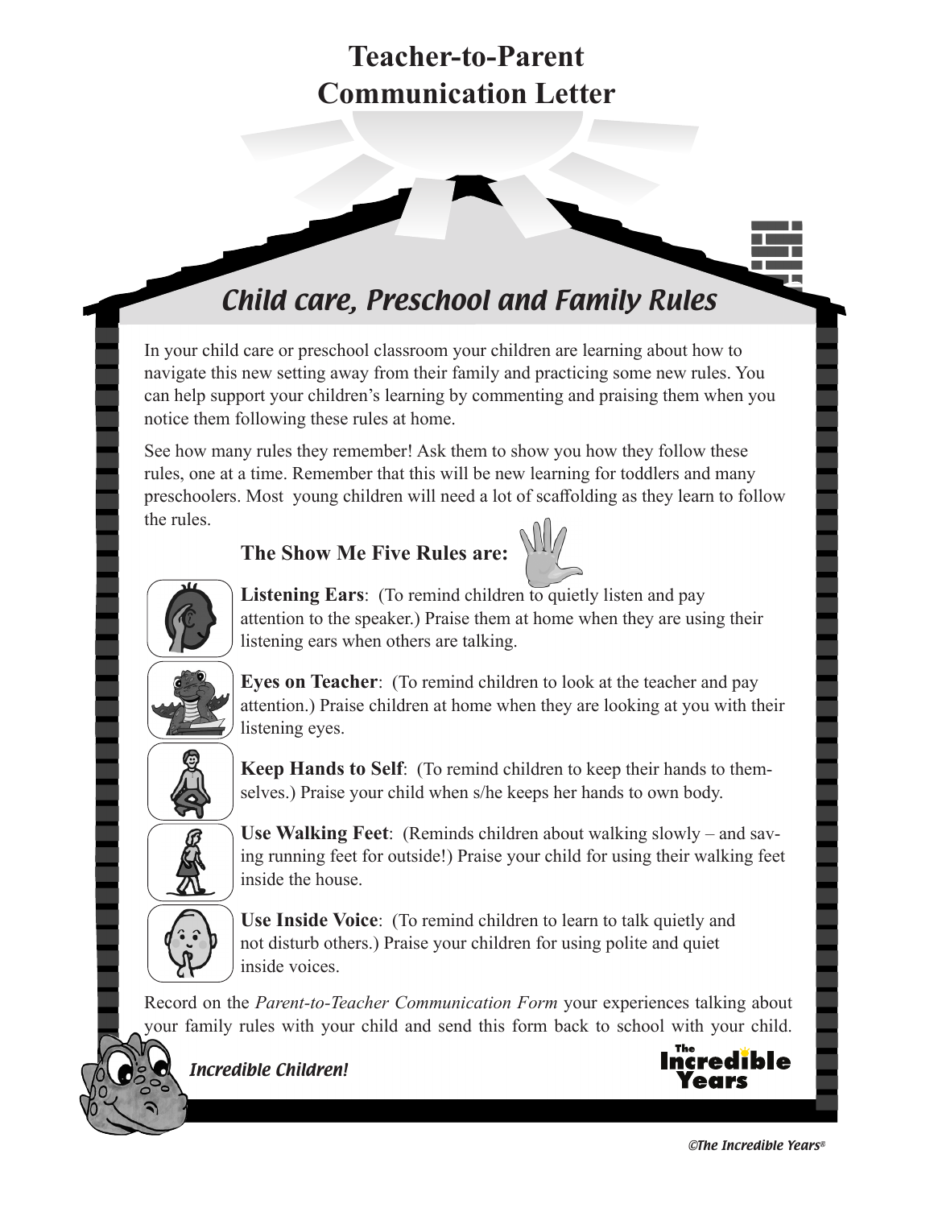# Teacher-to-Parent Communication Letter

## *Child care, Preschool and Family Rules*

In your child care or preschool classroom your children are learning about how to navigate this new setting away from their family and practicing some new rules. You can help support your children's learning by commenting and praising them when you notice them following these rules at home.

See how many rules they remember! Ask them to show you how they follow these rules, one at a time. Remember that this will be new learning for toddlers and many preschoolers. Most young children will need a lot of scaffolding as they learn to follow the rules.

### The Show Me Five Rules are:

**Listening Ears**: (To remind children to quietly listen and pay attention to the speaker.) Praise them at home when they are using their listening ears when others are talking.

**Eyes on Teacher**: (To remind children to look at the teacher and pay attention.) Praise children at home when they are looking at you with their listening eyes.

**Keep Hands to Self**: (To remind children to keep their hands to themselves.) Praise your child when s/he keeps her hands to own body.

**Use Walking Feet**: (Reminds children about walking slowly – and saving running feet for outside!) Praise your child for using their walking feet inside the house.

**Use Inside Voice**: (To remind children to learn to talk quietly and not disturb others.) Praise your children for using polite and quiet inside voices.

Record on the *Parent-to-Teacher Communication Form* your experiences talking about your family rules with your child and send this form back to school with your child.

*Incredible Children!*

The Incredible Years

*©The Incredible Years®*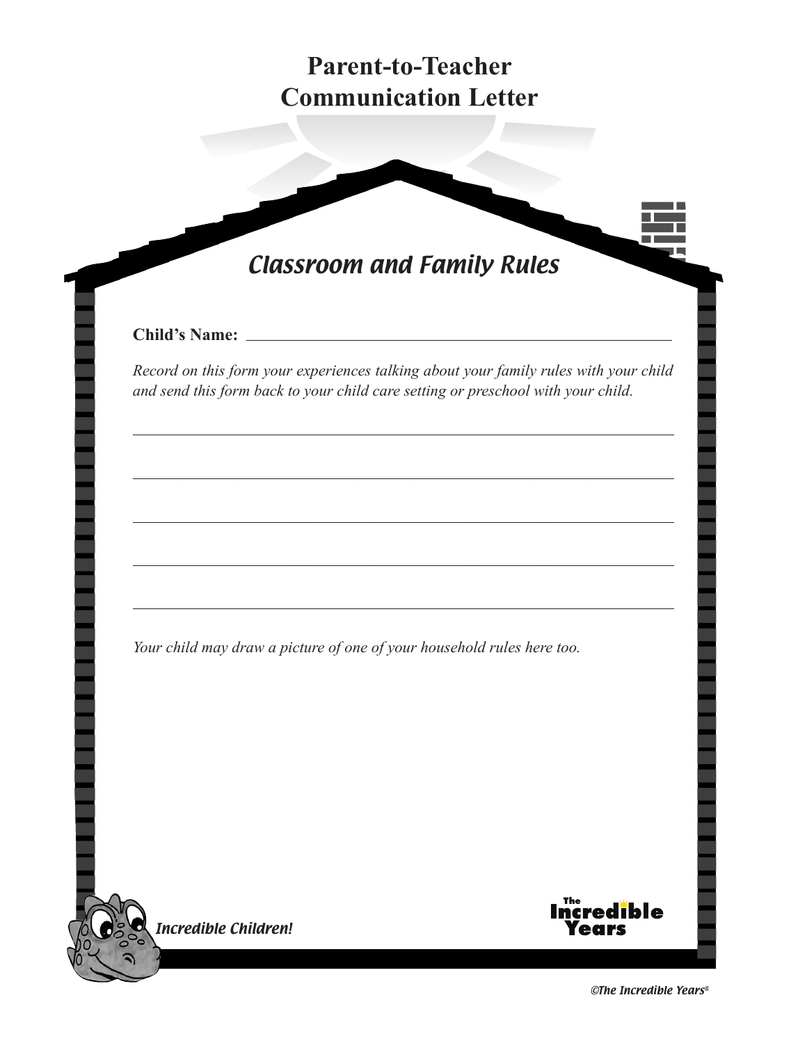# Parent-to-Teacher Communication Letter

## *Classroom and Family Rules*

**Child's Name:** ______________________________________________

*Record on this form your experiences talking about your family rules with your child and send this form back to your child care setting or preschool with your child.*

______________________________________________

______________________________________________

______________________________________________

______________________________________________

______________________________________________

*Your child may draw a picture of one of your household rules here too.*

*Incredible Children!*

The Incredible Years

*©The Incredible Years®*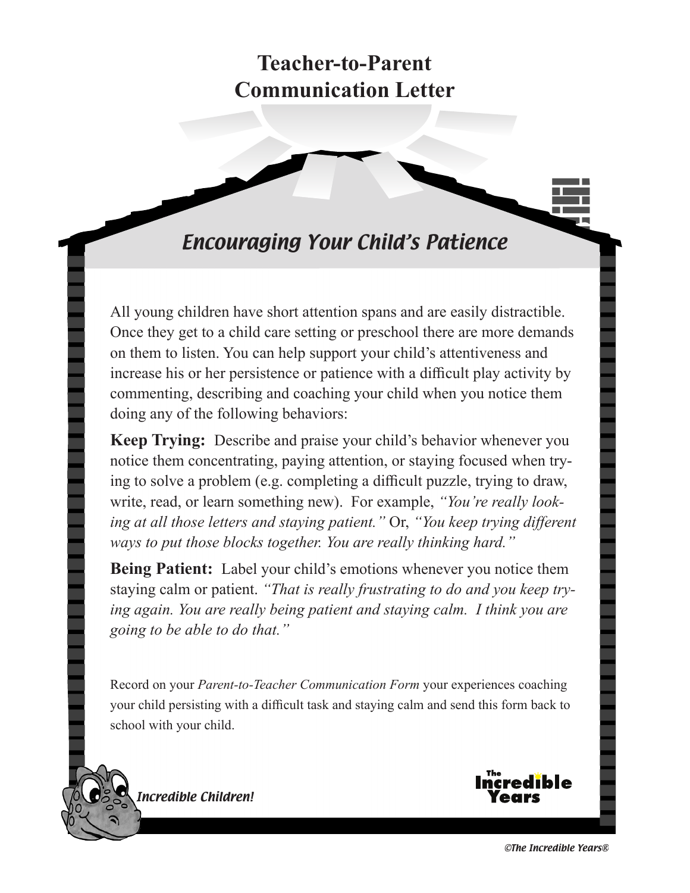# Teacher-to-Parent Communication Letter

## *Encouraging Your Child's Patience*

All young children have short attention spans and are easily distractible. Once they get to a child care setting or preschool there are more demands on them to listen. You can help support your child's attentiveness and increase his or her persistence or patience with a difficult play activity by commenting, describing and coaching your child when you notice them doing any of the following behaviors:

**Keep Trying:** Describe and praise your child's behavior whenever you notice them concentrating, paying attention, or staying focused when trying to solve a problem (e.g. completing a difficult puzzle, trying to draw, write, read, or learn something new). For example, *"You're really looking at all those letters and staying patient."* Or, *"You keep trying different ways to put those blocks together. You are really thinking hard."*

**Being Patient:** Label your child's emotions whenever you notice them staying calm or patient. *"That is really frustrating to do and you keep trying again. You are really being patient and staying calm. I think you are going to be able to do that."*

Record on your *Parent-to-Teacher Communication Form* your experiences coaching your child persisting with a difficult task and staying calm and send this form back to school with your child.

*Incredible Children!*

The Incredible Years

*©The Incredible Years®*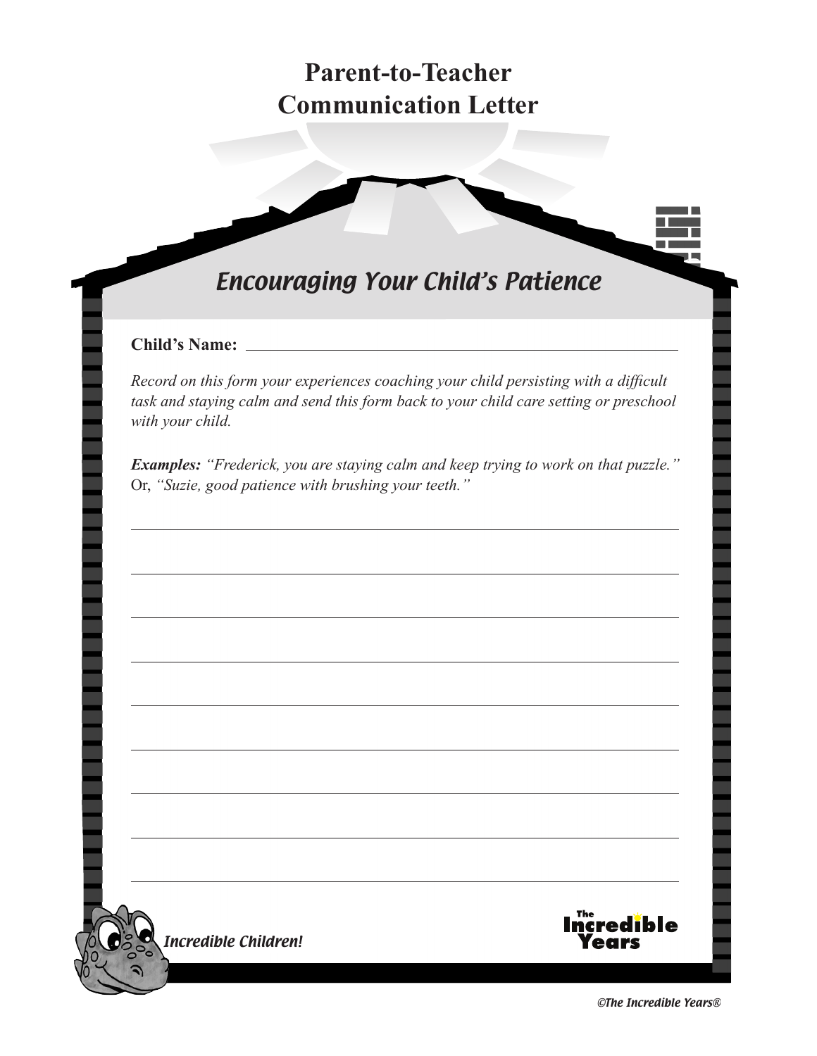# Parent-to-Teacher Communication Letter

## Encouraging Your Child's Patience

**Child's Name:** ______________________________

*Record on this form your experiences coaching your child persisting with a difficult task and staying calm and send this form back to your child care setting or preschool with your child.*

***Examples:*** *"Frederick, you are staying calm and keep trying to work on that puzzle."* Or, *"Suzie, good patience with brushing your teeth."*

______________________________

______________________________

______________________________

______________________________

______________________________

______________________________

______________________________

______________________________

______________________________

*Incredible Children!*

The Incredible Years

*©The Incredible Years®*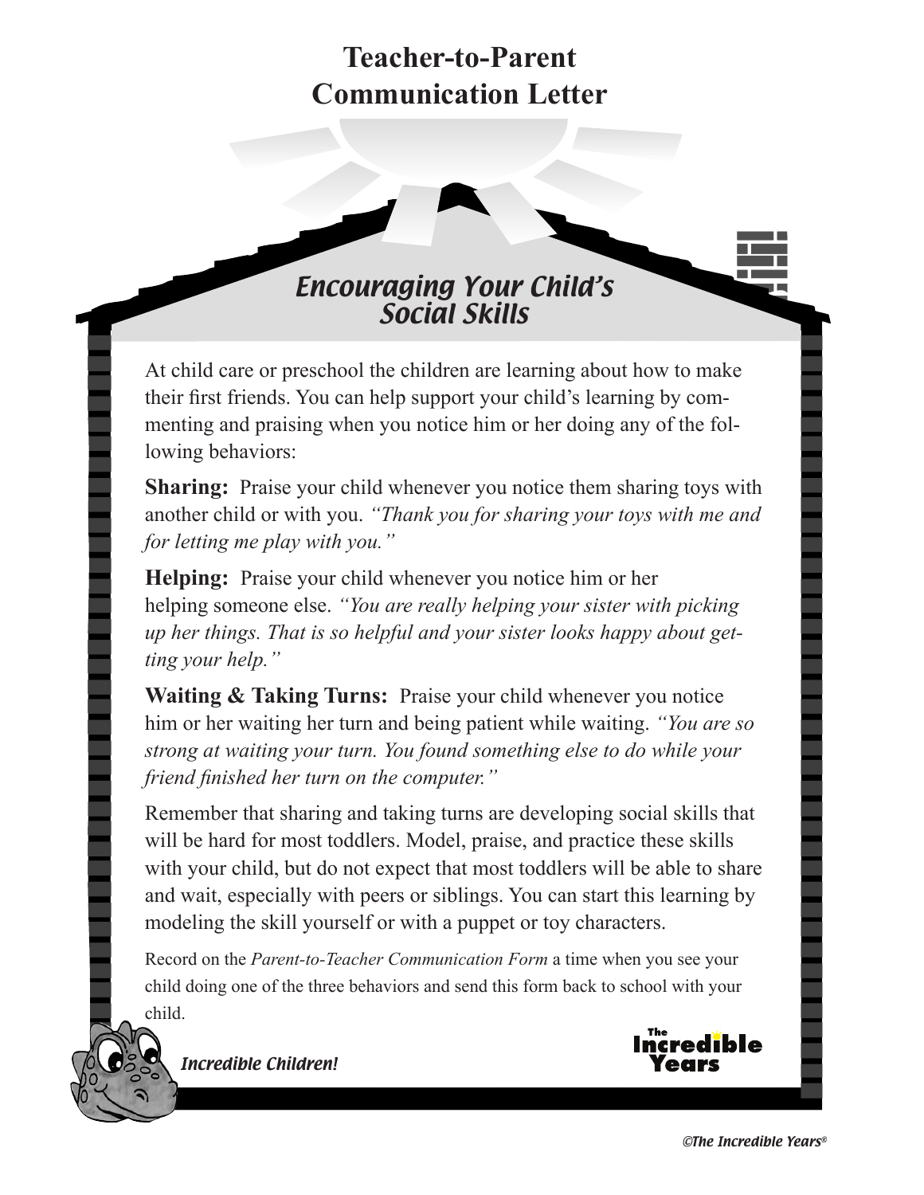# Teacher-to-Parent Communication Letter

## *Encouraging Your Child's Social Skills*

At child care or preschool the children are learning about how to make their first friends. You can help support your child's learning by commenting and praising when you notice him or her doing any of the following behaviors:

**Sharing:** Praise your child whenever you notice them sharing toys with another child or with you. *"Thank you for sharing your toys with me and for letting me play with you."*

**Helping:** Praise your child whenever you notice him or her helping someone else. *"You are really helping your sister with picking up her things. That is so helpful and your sister looks happy about getting your help."*

**Waiting & Taking Turns:** Praise your child whenever you notice him or her waiting her turn and being patient while waiting. *"You are so strong at waiting your turn. You found something else to do while your friend finished her turn on the computer."*

Remember that sharing and taking turns are developing social skills that will be hard for most toddlers. Model, praise, and practice these skills with your child, but do not expect that most toddlers will be able to share and wait, especially with peers or siblings. You can start this learning by modeling the skill yourself or with a puppet or toy characters.

Record on the *Parent-to-Teacher Communication Form* a time when you see your child doing one of the three behaviors and send this form back to school with your child.

*Incredible Children!*

The Incredible Years

*©The Incredible Years®*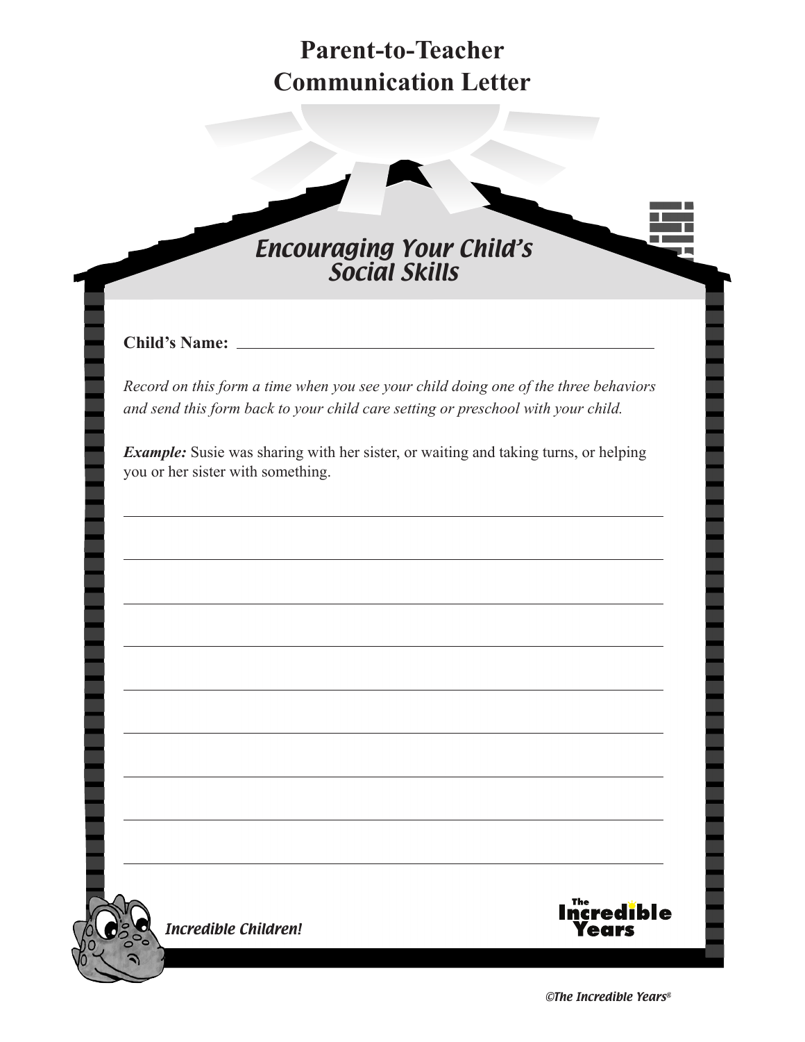# Parent-to-Teacher Communication Letter

## Encouraging Your Child's Social Skills

**Child's Name:** ______________________________

*Record on this form a time when you see your child doing one of the three behaviors and send this form back to your child care setting or preschool with your child.*

***Example:*** Susie was sharing with her sister, or waiting and taking turns, or helping you or her sister with something.

______________________________________________________________

______________________________________________________________

______________________________________________________________

______________________________________________________________

______________________________________________________________

______________________________________________________________

______________________________________________________________

______________________________________________________________

______________________________________________________________

*Incredible Children!*

The Incredible Years

*©The Incredible Years®*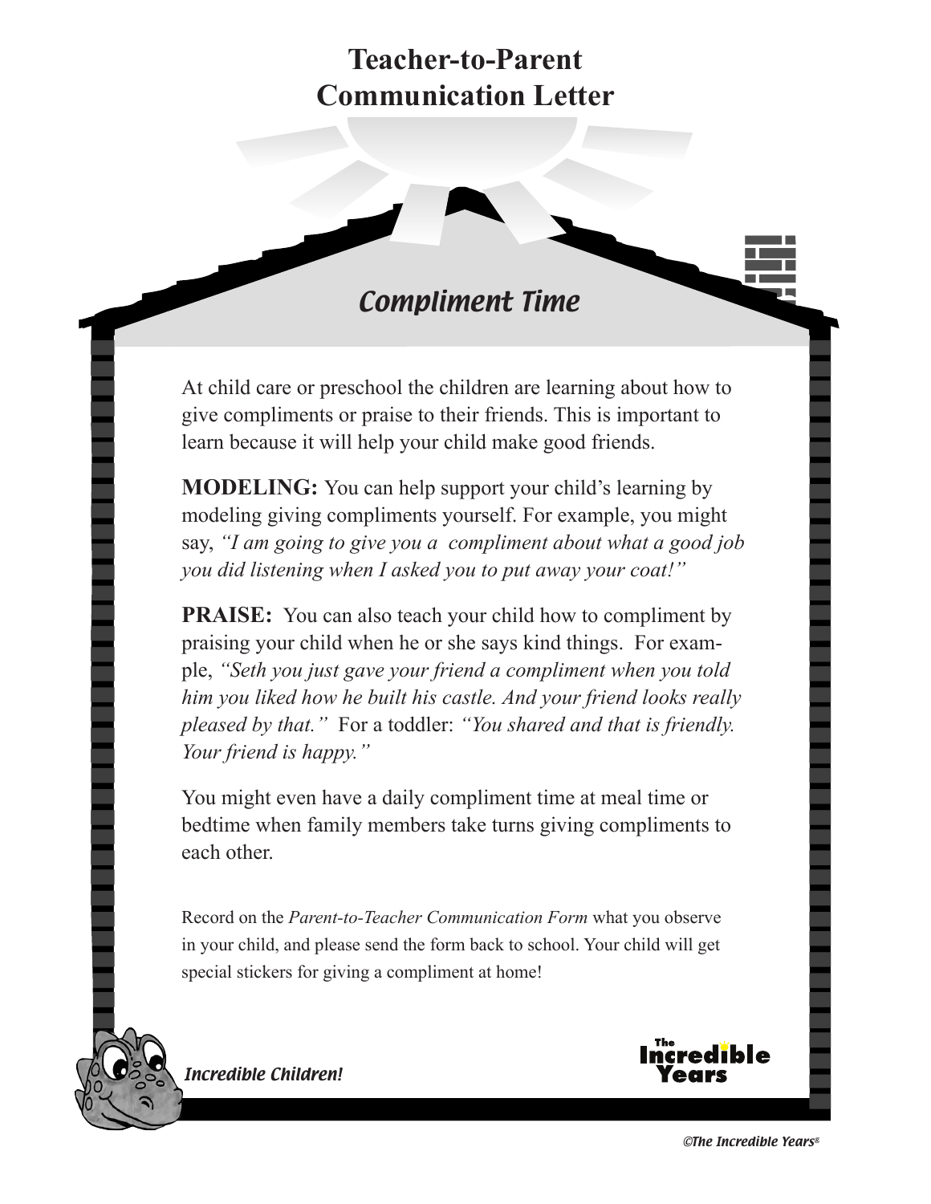# Teacher-to-Parent Communication Letter

## *Compliment Time*

At child care or preschool the children are learning about how to give compliments or praise to their friends. This is important to learn because it will help your child make good friends.

**MODELING:** You can help support your child's learning by modeling giving compliments yourself. For example, you might say, *"I am going to give you a compliment about what a good job you did listening when I asked you to put away your coat!"*

**PRAISE:** You can also teach your child how to compliment by praising your child when he or she says kind things. For example, *"Seth you just gave your friend a compliment when you told him you liked how he built his castle. And your friend looks really pleased by that."* For a toddler: *"You shared and that is friendly. Your friend is happy."*

You might even have a daily compliment time at meal time or bedtime when family members take turns giving compliments to each other.

Record on the *Parent-to-Teacher Communication Form* what you observe in your child, and please send the form back to school. Your child will get special stickers for giving a compliment at home!

*Incredible Children!*

The Incredible Years

*©The Incredible Years®*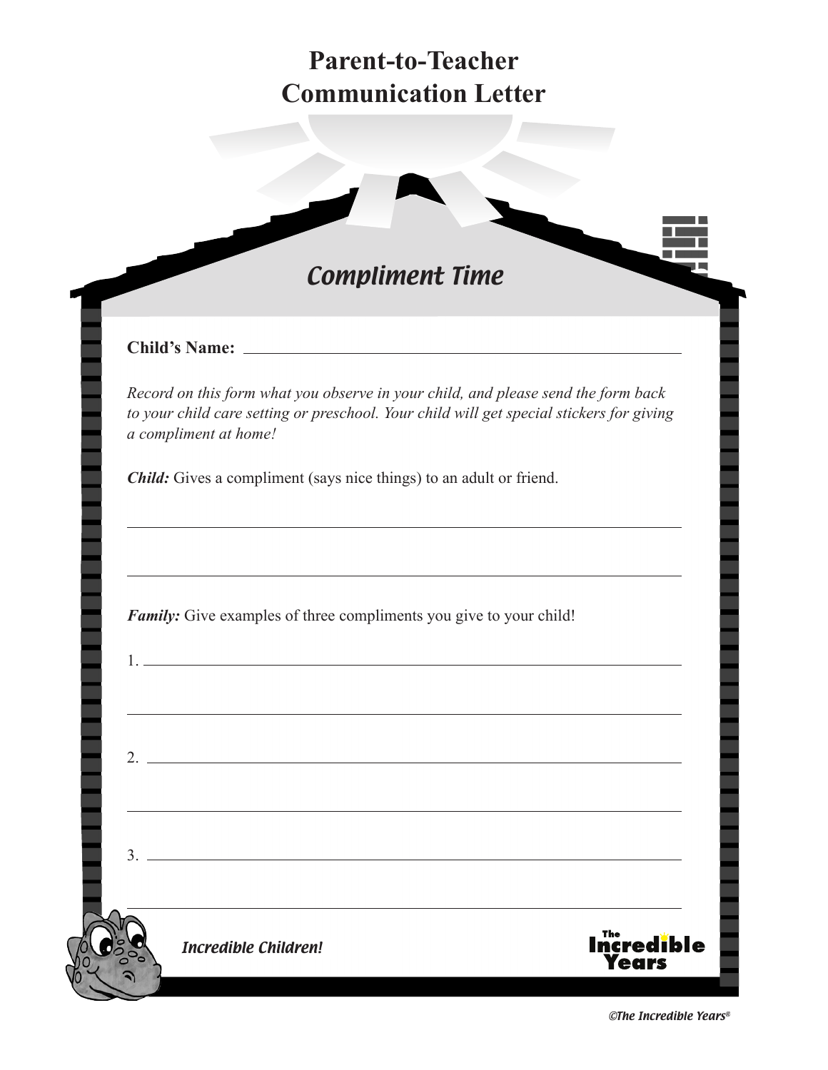# Parent-to-Teacher Communication Letter

## Compliment Time

**Child's Name:** ______________________________________________

*Record on this form what you observe in your child, and please send the form back to your child care setting or preschool. Your child will get special stickers for giving a compliment at home!*

***Child:*** Gives a compliment (says nice things) to an adult or friend.

______________________________________________

______________________________________________

***Family:*** Give examples of three compliments you give to your child!

1. ______________________________________________

______________________________________________

2. ______________________________________________

______________________________________________

3. ______________________________________________

______________________________________________

*Incredible Children!*

The Incredible Years

*©The Incredible Years®*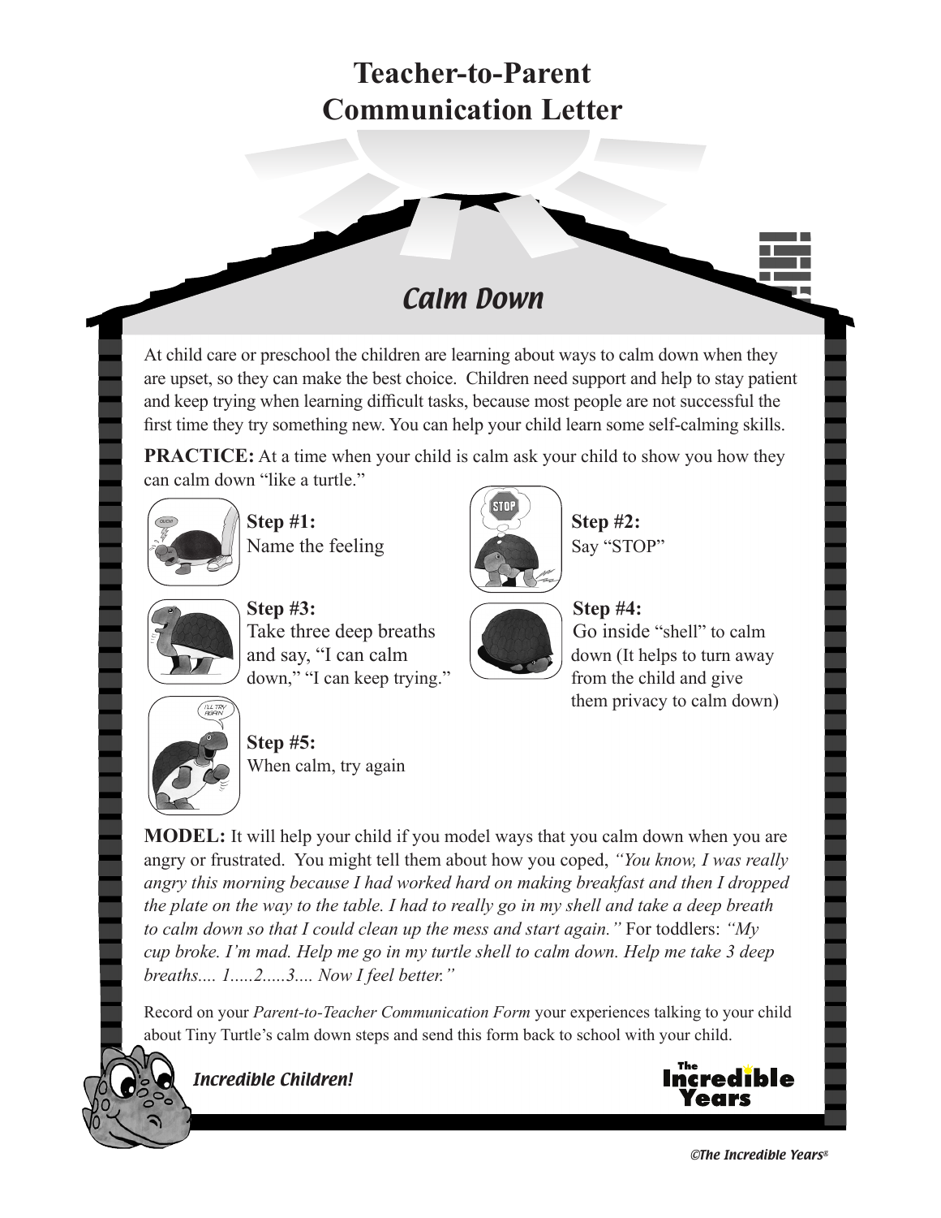# Teacher-to-Parent Communication Letter

## Calm Down

At child care or preschool the children are learning about ways to calm down when they are upset, so they can make the best choice. Children need support and help to stay patient and keep trying when learning difficult tasks, because most people are not successful the first time they try something new. You can help your child learn some self-calming skills.

**PRACTICE:** At a time when your child is calm ask your child to show you how they can calm down "like a turtle."

**Step #1:**
Name the feeling

**Step #2:**
Say "STOP"

**Step #3:**
Take three deep breaths and say, "I can calm down," "I can keep trying."

**Step #4:**
Go inside "shell" to calm down (It helps to turn away from the child and give them privacy to calm down)

**Step #5:**
When calm, try again

**MODEL:** It will help your child if you model ways that you calm down when you are angry or frustrated. You might tell them about how you coped, *"You know, I was really angry this morning because I had worked hard on making breakfast and then I dropped the plate on the way to the table. I had to really go in my shell and take a deep breath to calm down so that I could clean up the mess and start again."* For toddlers: *"My cup broke. I'm mad. Help me go in my turtle shell to calm down. Help me take 3 deep breaths.... 1.....2.....3.... Now I feel better."*

Record on your *Parent-to-Teacher Communication Form* your experiences talking to your child about Tiny Turtle's calm down steps and send this form back to school with your child.

*Incredible Children!*

The Incredible Years

*©The Incredible Years®*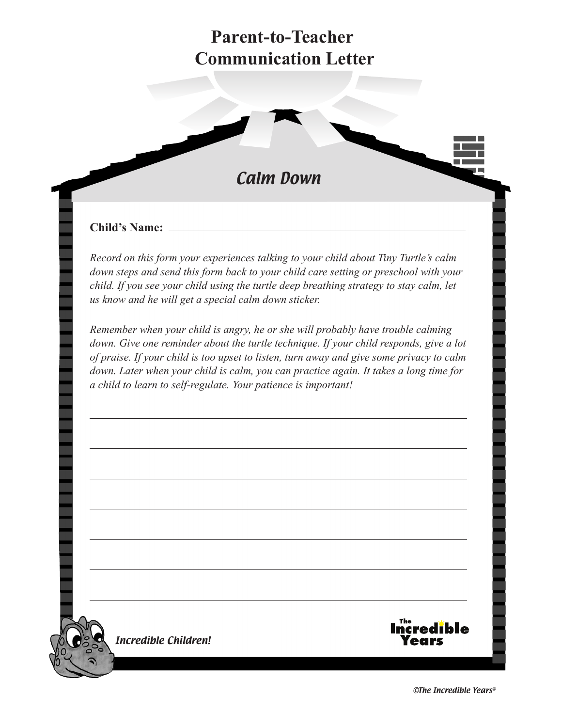# Parent-to-Teacher Communication Letter

## *Calm Down*

**Child's Name:** \_\_\_\_\_\_\_\_\_\_\_\_\_\_\_\_\_\_\_\_\_\_\_\_\_\_\_\_\_\_\_\_\_\_\_\_\_\_\_\_

*Record on this form your experiences talking to your child about Tiny Turtle's calm down steps and send this form back to your child care setting or preschool with your child. If you see your child using the turtle deep breathing strategy to stay calm, let us know and he will get a special calm down sticker.*

*Remember when your child is angry, he or she will probably have trouble calming down. Give one reminder about the turtle technique. If your child responds, give a lot of praise. If your child is too upset to listen, turn away and give some privacy to calm down. Later when your child is calm, you can practice again. It takes a long time for a child to learn to self-regulate. Your patience is important!*

\_\_\_\_\_\_\_\_\_\_\_\_\_\_\_\_\_\_\_\_\_\_\_\_\_\_\_\_\_\_\_\_\_\_\_\_\_\_\_\_\_\_\_\_\_\_\_\_\_\_\_\_\_\_\_\_

\_\_\_\_\_\_\_\_\_\_\_\_\_\_\_\_\_\_\_\_\_\_\_\_\_\_\_\_\_\_\_\_\_\_\_\_\_\_\_\_\_\_\_\_\_\_\_\_\_\_\_\_\_\_\_\_

\_\_\_\_\_\_\_\_\_\_\_\_\_\_\_\_\_\_\_\_\_\_\_\_\_\_\_\_\_\_\_\_\_\_\_\_\_\_\_\_\_\_\_\_\_\_\_\_\_\_\_\_\_\_\_\_

\_\_\_\_\_\_\_\_\_\_\_\_\_\_\_\_\_\_\_\_\_\_\_\_\_\_\_\_\_\_\_\_\_\_\_\_\_\_\_\_\_\_\_\_\_\_\_\_\_\_\_\_\_\_\_\_

\_\_\_\_\_\_\_\_\_\_\_\_\_\_\_\_\_\_\_\_\_\_\_\_\_\_\_\_\_\_\_\_\_\_\_\_\_\_\_\_\_\_\_\_\_\_\_\_\_\_\_\_\_\_\_\_

\_\_\_\_\_\_\_\_\_\_\_\_\_\_\_\_\_\_\_\_\_\_\_\_\_\_\_\_\_\_\_\_\_\_\_\_\_\_\_\_\_\_\_\_\_\_\_\_\_\_\_\_\_\_\_\_

\_\_\_\_\_\_\_\_\_\_\_\_\_\_\_\_\_\_\_\_\_\_\_\_\_\_\_\_\_\_\_\_\_\_\_\_\_\_\_\_\_\_\_\_\_\_\_\_\_\_\_\_\_\_\_\_

*Incredible Children!*

The Incredible Years

*©The Incredible Years®*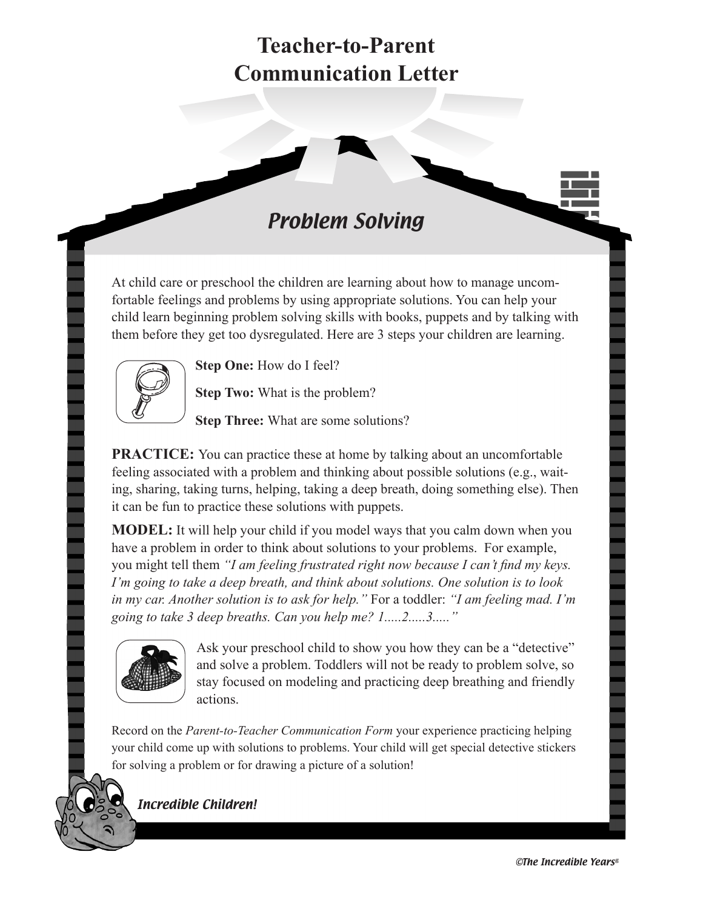# Teacher-to-Parent Communication Letter

## *Problem Solving*

At child care or preschool the children are learning about how to manage uncomfortable feelings and problems by using appropriate solutions. You can help your child learn beginning problem solving skills with books, puppets and by talking with them before they get too dysregulated. Here are 3 steps your children are learning.

**Step One:** How do I feel?

**Step Two:** What is the problem?

**Step Three:** What are some solutions?

**PRACTICE:** You can practice these at home by talking about an uncomfortable feeling associated with a problem and thinking about possible solutions (e.g., waiting, sharing, taking turns, helping, taking a deep breath, doing something else). Then it can be fun to practice these solutions with puppets.

**MODEL:** It will help your child if you model ways that you calm down when you have a problem in order to think about solutions to your problems. For example, you might tell them *"I am feeling frustrated right now because I can't find my keys. I'm going to take a deep breath, and think about solutions. One solution is to look in my car. Another solution is to ask for help."* For a toddler: *"I am feeling mad. I'm going to take 3 deep breaths. Can you help me? 1.....2.....3....."*

Ask your preschool child to show you how they can be a "detective" and solve a problem. Toddlers will not be ready to problem solve, so stay focused on modeling and practicing deep breathing and friendly actions.

Record on the *Parent-to-Teacher Communication Form* your experience practicing helping your child come up with solutions to problems. Your child will get special detective stickers for solving a problem or for drawing a picture of a solution!

*Incredible Children!*

©The Incredible Years®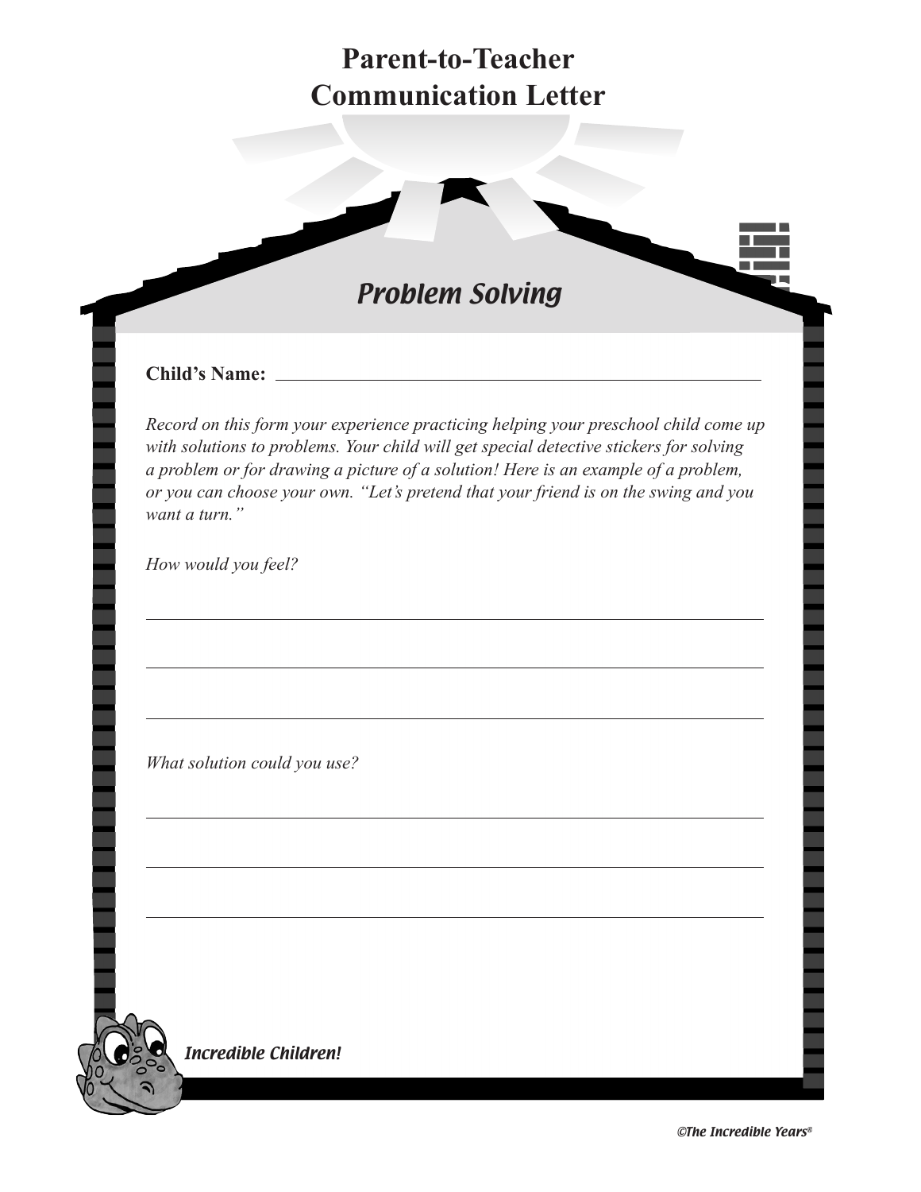# Parent-to-Teacher Communication Letter

## *Problem Solving*

**Child's Name:** ______________________________________________

*Record on this form your experience practicing helping your preschool child come up with solutions to problems. Your child will get special detective stickers for solving a problem or for drawing a picture of a solution! Here is an example of a problem, or you can choose your own. "Let's pretend that your friend is on the swing and you want a turn."*

*How would you feel?*

______________________________________________

______________________________________________

______________________________________________

*What solution could you use?*

______________________________________________

______________________________________________

______________________________________________

*Incredible Children!*

*©The Incredible Years®*